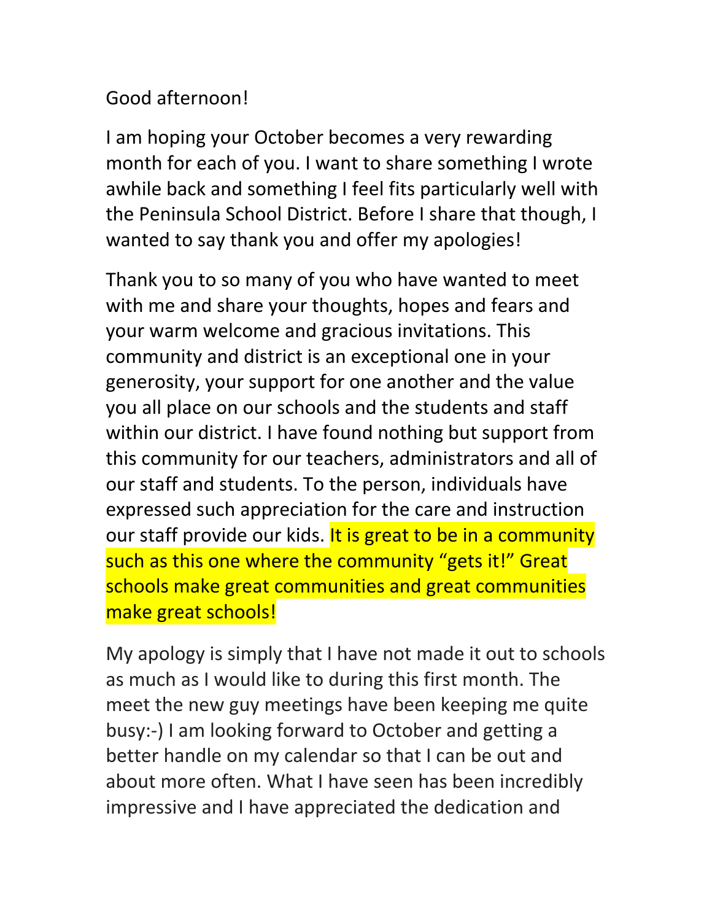Good afternoon!

I am hoping your October becomes a very rewarding month for each of you. I want to share something I wrote awhile back and something I feel fits particularly well with the Peninsula School District. Before I share that though, I wanted to say thank you and offer my apologies!

Thank you to so many of you who have wanted to meet with me and share your thoughts, hopes and fears and your warm welcome and gracious invitations. This community and district is an exceptional one in your generosity, your support for one another and the value you all place on our schools and the students and staff within our district. I have found nothing but support from this community for our teachers, administrators and all of our staff and students. To the person, individuals have expressed such appreciation for the care and instruction our staff provide our kids. It is great to be in a community such as this one where the community "gets it!" Great schools make great communities and great communities make great schools!

My apology is simply that I have not made it out to schools as much as I would like to during this first month. The meet the new guy meetings have been keeping me quite busy:-) I am looking forward to October and getting a better handle on my calendar so that I can be out and about more often. What I have seen has been incredibly impressive and I have appreciated the dedication and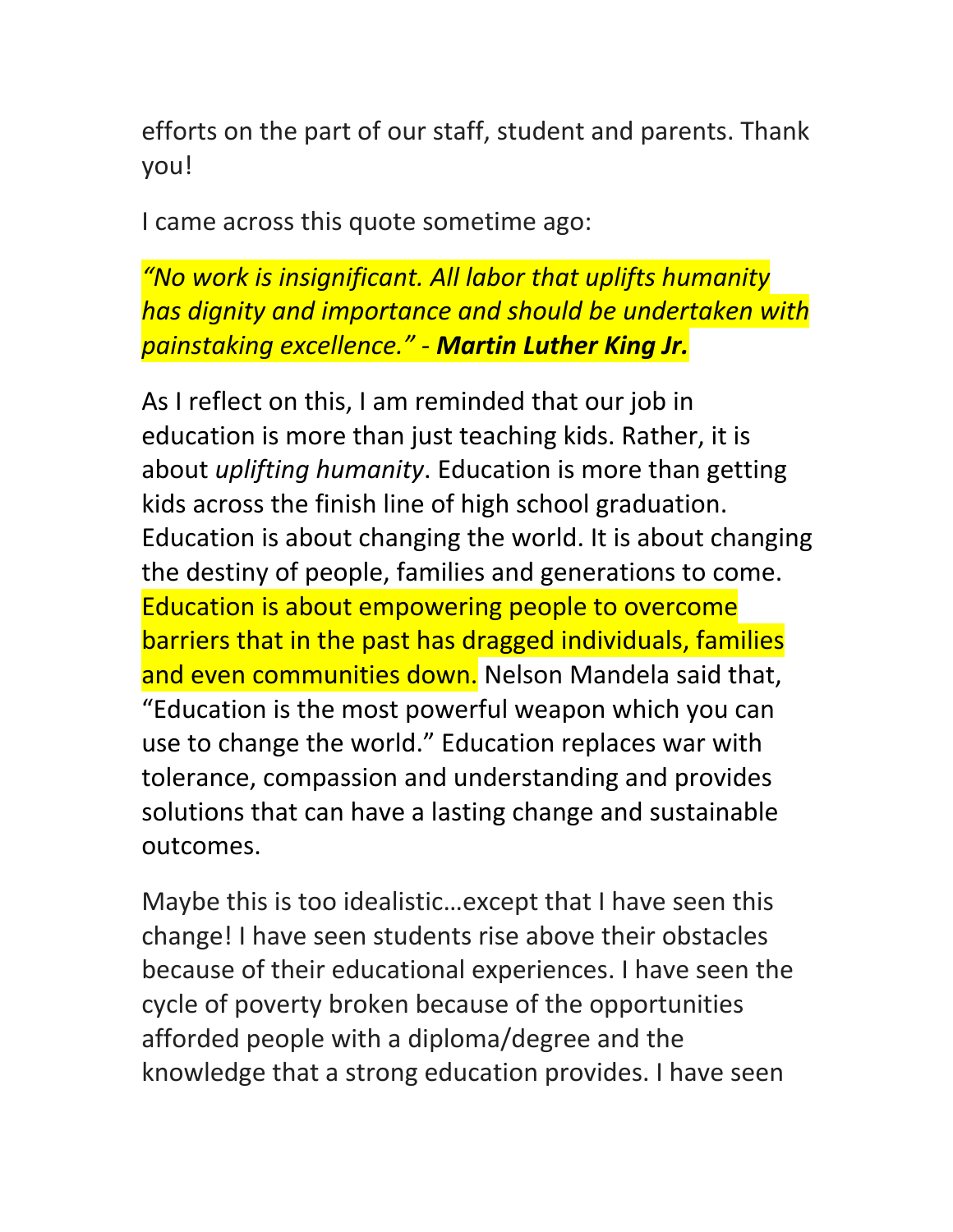efforts on the part of our staff, student and parents. Thank you!

I came across this quote sometime ago:

*"No work is insignificant. All labor that uplifts humanity has dignity and importance and should be undertaken with painstaking excellence." -* ***Martin Luther King Jr.***

As I reflect on this, I am reminded that our job in education is more than just teaching kids. Rather, it is about *uplifting humanity*. Education is more than getting kids across the finish line of high school graduation. Education is about changing the world. It is about changing the destiny of people, families and generations to come. Education is about empowering people to overcome barriers that in the past has dragged individuals, families and even communities down. Nelson Mandela said that, "Education is the most powerful weapon which you can use to change the world." Education replaces war with tolerance, compassion and understanding and provides solutions that can have a lasting change and sustainable outcomes.

Maybe this is too idealistic…except that I have seen this change! I have seen students rise above their obstacles because of their educational experiences. I have seen the cycle of poverty broken because of the opportunities afforded people with a diploma/degree and the knowledge that a strong education provides. I have seen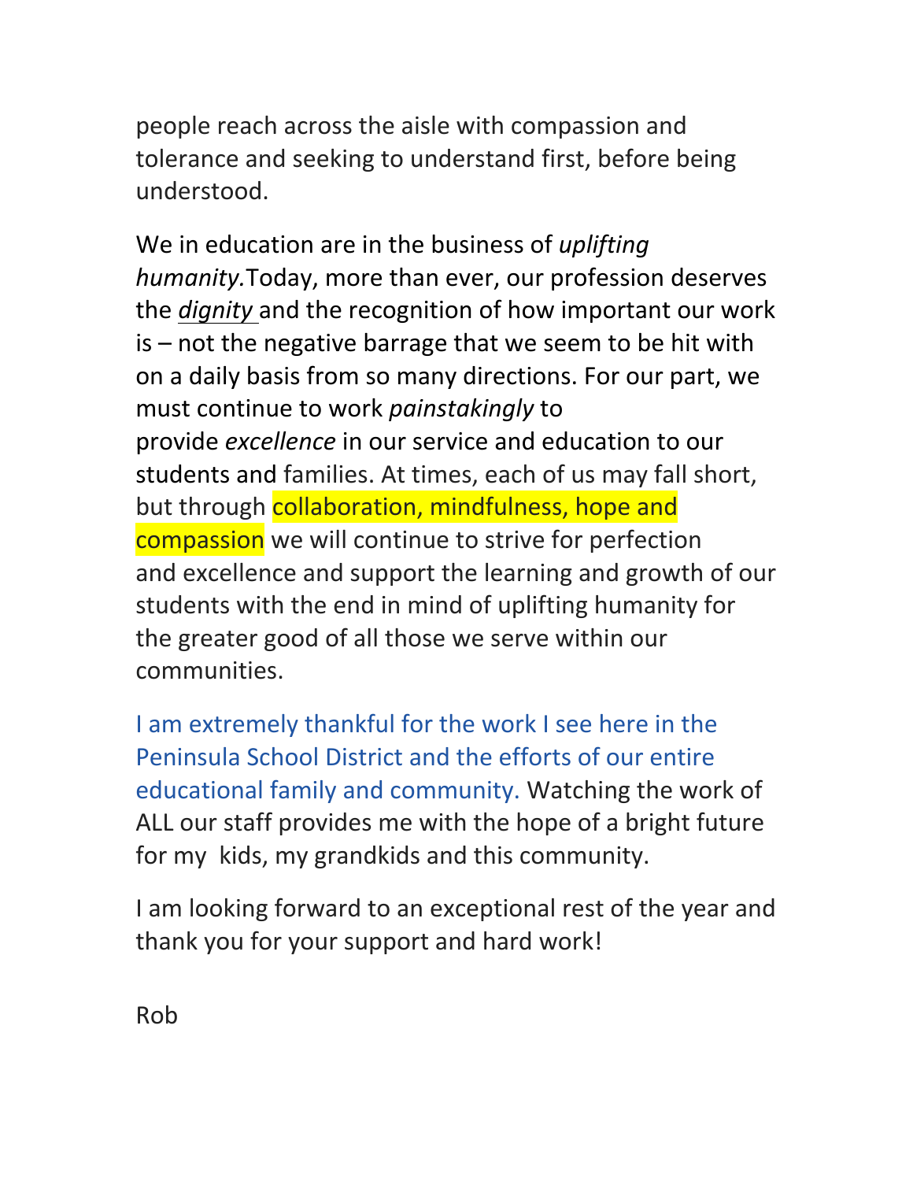people reach across the aisle with compassion and tolerance and seeking to understand first, before being understood.

We in education are in the business of *uplifting humanity.*Today, more than ever, our profession deserves the *dignity* and the recognition of how important our work is – not the negative barrage that we seem to be hit with on a daily basis from so many directions. For our part, we must continue to work *painstakingly* to provide *excellence* in our service and education to our students and families. At times, each of us may fall short, but through collaboration, mindfulness, hope and compassion we will continue to strive for perfection and excellence and support the learning and growth of our students with the end in mind of uplifting humanity for the greater good of all those we serve within our communities.

I am extremely thankful for the work I see here in the Peninsula School District and the efforts of our entire educational family and community. Watching the work of ALL our staff provides me with the hope of a bright future for my kids, my grandkids and this community.

I am looking forward to an exceptional rest of the year and thank you for your support and hard work!

Rob